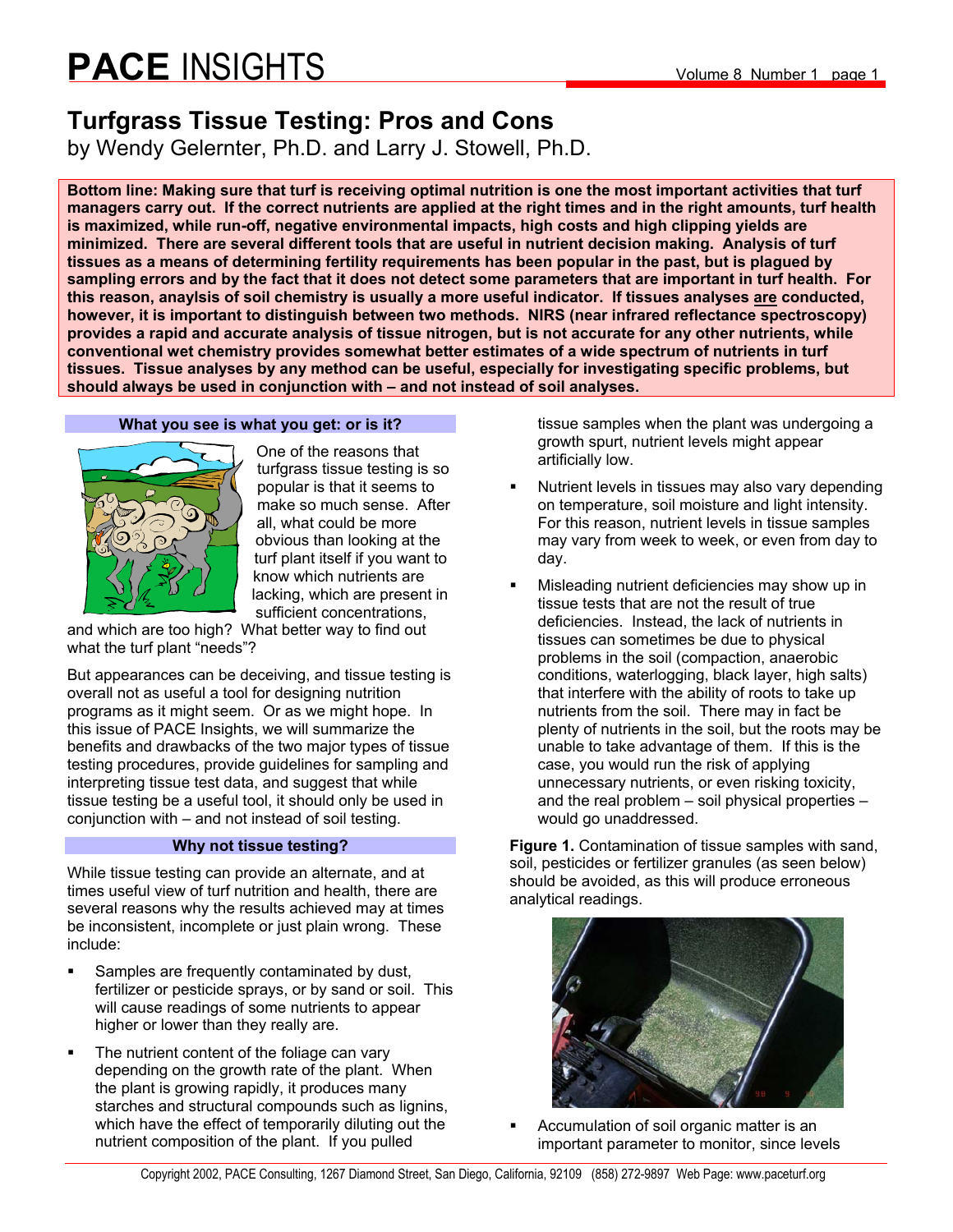# PACE INSIGHTS

## Turfgrass Tissue Testing: Pros and Cons

by Wendy Gelernter, Ph.D. and Larry J. Stowell, Ph.D.

**Bottom line: Making sure that turf is receiving optimal nutrition is one the most important activities that turf managers carry out. If the correct nutrients are applied at the right times and in the right amounts, turf health is maximized, while run-off, negative environmental impacts, high costs and high clipping yields are minimized. There are several different tools that are useful in nutrient decision making. Analysis of turf tissues as a means of determining fertility requirements has been popular in the past, but is plagued by sampling errors and by the fact that it does not detect some parameters that are important in turf health. For this reason, anaylsis of soil chemistry is usually a more useful indicator. If tissues analyses <u>are</u> conducted, however, it is important to distinguish between two methods. NIRS (near infrared reflectance spectroscopy) provides a rapid and accurate analysis of tissue nitrogen, but is not accurate for any other nutrients, while conventional wet chemistry provides somewhat better estimates of a wide spectrum of nutrients in turf tissues. Tissue analyses by any method can be useful, especially for investigating specific problems, but should always be used in conjunction with – and not instead of soil analyses.**

### What you see is what you get: or is it?

One of the reasons that turfgrass tissue testing is so popular is that it seems to make so much sense. After all, what could be more obvious than looking at the turf plant itself if you want to know which nutrients are lacking, which are present in sufficient concentrations, and which are too high? What better way to find out what the turf plant "needs"?

But appearances can be deceiving, and tissue testing is overall not as useful a tool for designing nutrition programs as it might seem. Or as we might hope. In this issue of PACE Insights, we will summarize the benefits and drawbacks of the two major types of tissue testing procedures, provide guidelines for sampling and interpreting tissue test data, and suggest that while tissue testing be a useful tool, it should only be used in conjunction with – and not instead of soil testing.

### Why not tissue testing?

While tissue testing can provide an alternate, and at times useful view of turf nutrition and health, there are several reasons why the results achieved may at times be inconsistent, incomplete or just plain wrong. These include:

- Samples are frequently contaminated by dust, fertilizer or pesticide sprays, or by sand or soil. This will cause readings of some nutrients to appear higher or lower than they really are.
- The nutrient content of the foliage can vary depending on the growth rate of the plant. When the plant is growing rapidly, it produces many starches and structural compounds such as lignins, which have the effect of temporarily diluting out the nutrient composition of the plant. If you pulled tissue samples when the plant was undergoing a growth spurt, nutrient levels might appear artificially low.
- Nutrient levels in tissues may also vary depending on temperature, soil moisture and light intensity. For this reason, nutrient levels in tissue samples may vary from week to week, or even from day to day.
- Misleading nutrient deficiencies may show up in tissue tests that are not the result of true deficiencies. Instead, the lack of nutrients in tissues can sometimes be due to physical problems in the soil (compaction, anaerobic conditions, waterlogging, black layer, high salts) that interfere with the ability of roots to take up nutrients from the soil. There may in fact be plenty of nutrients in the soil, but the roots may be unable to take advantage of them. If this is the case, you would run the risk of applying unnecessary nutrients, or even risking toxicity, and the real problem – soil physical properties – would go unaddressed.

**Figure 1.** Contamination of tissue samples with sand, soil, pesticides or fertilizer granules (as seen below) should be avoided, as this will produce erroneous analytical readings.

- Accumulation of soil organic matter is an important parameter to monitor, since levels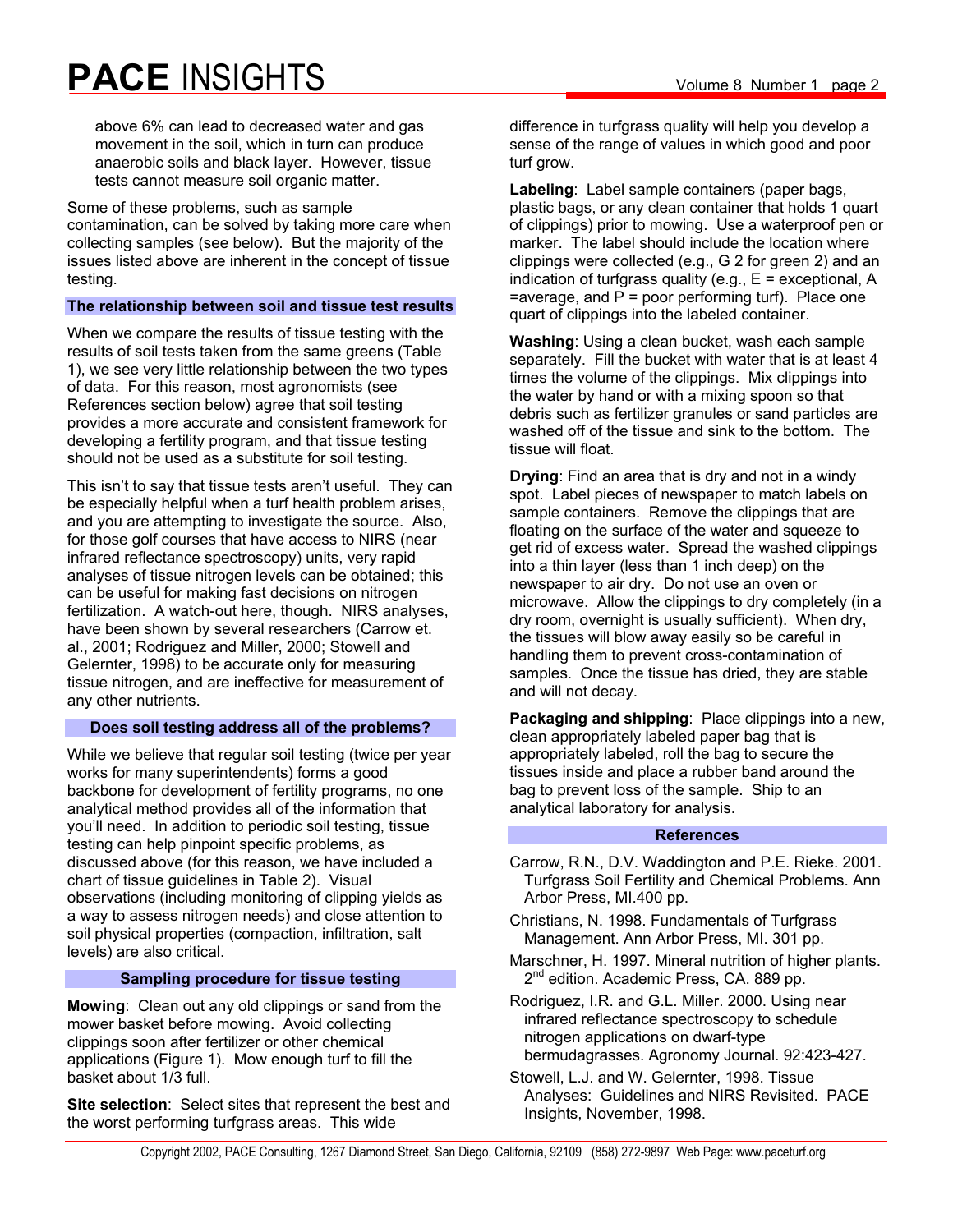above 6% can lead to decreased water and gas movement in the soil, which in turn can produce anaerobic soils and black layer. However, tissue tests cannot measure soil organic matter.

Some of these problems, such as sample contamination, can be solved by taking more care when collecting samples (see below). But the majority of the issues listed above are inherent in the concept of tissue testing.

### The relationship between soil and tissue test results

When we compare the results of tissue testing with the results of soil tests taken from the same greens (Table 1), we see very little relationship between the two types of data. For this reason, most agronomists (see References section below) agree that soil testing provides a more accurate and consistent framework for developing a fertility program, and that tissue testing should not be used as a substitute for soil testing.

This isn't to say that tissue tests aren't useful. They can be especially helpful when a turf health problem arises, and you are attempting to investigate the source. Also, for those golf courses that have access to NIRS (near infrared reflectance spectroscopy) units, very rapid analyses of tissue nitrogen levels can be obtained; this can be useful for making fast decisions on nitrogen fertilization. A watch-out here, though. NIRS analyses, have been shown by several researchers (Carrow et. al., 2001; Rodriguez and Miller, 2000; Stowell and Gelernter, 1998) to be accurate only for measuring tissue nitrogen, and are ineffective for measurement of any other nutrients.

### Does soil testing address all of the problems?

While we believe that regular soil testing (twice per year works for many superintendents) forms a good backbone for development of fertility programs, no one analytical method provides all of the information that you'll need. In addition to periodic soil testing, tissue testing can help pinpoint specific problems, as discussed above (for this reason, we have included a chart of tissue guidelines in Table 2). Visual observations (including monitoring of clipping yields as a way to assess nitrogen needs) and close attention to soil physical properties (compaction, infiltration, salt levels) are also critical.

### Sampling procedure for tissue testing

**Mowing**: Clean out any old clippings or sand from the mower basket before mowing. Avoid collecting clippings soon after fertilizer or other chemical applications (Figure 1). Mow enough turf to fill the basket about 1/3 full.

**Site selection**: Select sites that represent the best and the worst performing turfgrass areas. This wide difference in turfgrass quality will help you develop a sense of the range of values in which good and poor turf grow.

**Labeling**: Label sample containers (paper bags, plastic bags, or any clean container that holds 1 quart of clippings) prior to mowing. Use a waterproof pen or marker. The label should include the location where clippings were collected (e.g., G 2 for green 2) and an indication of turfgrass quality (e.g., E = exceptional, A =average, and P = poor performing turf). Place one quart of clippings into the labeled container.

**Washing**: Using a clean bucket, wash each sample separately. Fill the bucket with water that is at least 4 times the volume of the clippings. Mix clippings into the water by hand or with a mixing spoon so that debris such as fertilizer granules or sand particles are washed off of the tissue and sink to the bottom. The tissue will float.

**Drying**: Find an area that is dry and not in a windy spot. Label pieces of newspaper to match labels on sample containers. Remove the clippings that are floating on the surface of the water and squeeze to get rid of excess water. Spread the washed clippings into a thin layer (less than 1 inch deep) on the newspaper to air dry. Do not use an oven or microwave. Allow the clippings to dry completely (in a dry room, overnight is usually sufficient). When dry, the tissues will blow away easily so be careful in handling them to prevent cross-contamination of samples. Once the tissue has dried, they are stable and will not decay.

**Packaging and shipping**: Place clippings into a new, clean appropriately labeled paper bag that is appropriately labeled, roll the bag to secure the tissues inside and place a rubber band around the bag to prevent loss of the sample. Ship to an analytical laboratory for analysis.

### References

Carrow, R.N., D.V. Waddington and P.E. Rieke. 2001. Turfgrass Soil Fertility and Chemical Problems. Ann Arbor Press, MI.400 pp.

Christians, N. 1998. Fundamentals of Turfgrass Management. Ann Arbor Press, MI. 301 pp.

Marschner, H. 1997. Mineral nutrition of higher plants. 2nd edition. Academic Press, CA. 889 pp.

Rodriguez, I.R. and G.L. Miller. 2000. Using near infrared reflectance spectroscopy to schedule nitrogen applications on dwarf-type bermudagrasses. Agronomy Journal. 92:423-427.

Stowell, L.J. and W. Gelernter, 1998. Tissue Analyses: Guidelines and NIRS Revisited. PACE Insights, November, 1998.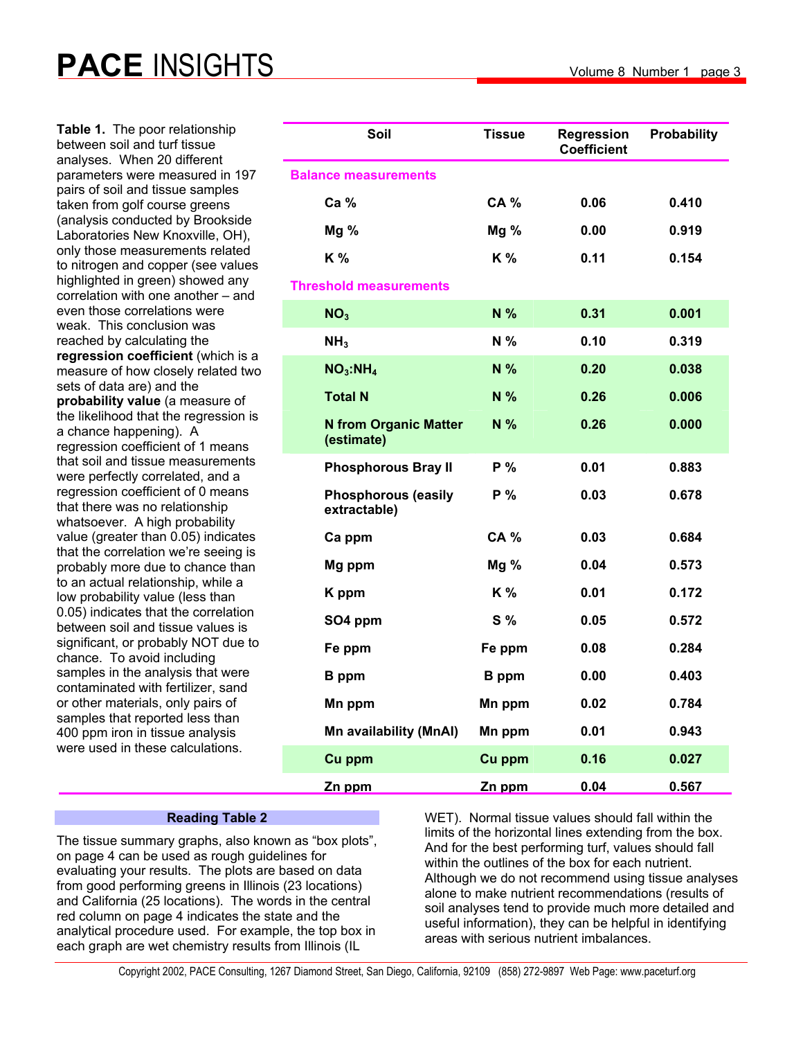**Table 1.** The poor relationship between soil and turf tissue analyses. When 20 different parameters were measured in 197 pairs of soil and tissue samples taken from golf course greens (analysis conducted by Brookside Laboratories New Knoxville, OH), only those measurements related to nitrogen and copper (see values highlighted in green) showed any correlation with one another – and even those correlations were weak. This conclusion was reached by calculating the **regression coefficient** (which is a measure of how closely related two sets of data are) and the **probability value** (a measure of the likelihood that the regression is a chance happening). A regression coefficient of 1 means that soil and tissue measurements were perfectly correlated, and a regression coefficient of 0 means that there was no relationship whatsoever. A high probability value (greater than 0.05) indicates that the correlation we're seeing is probably more due to chance than to an actual relationship, while a low probability value (less than 0.05) indicates that the correlation between soil and tissue values is significant, or probably NOT due to chance. To avoid including samples in the analysis that were contaminated with fertilizer, sand or other materials, only pairs of samples that reported less than 400 ppm iron in tissue analysis were used in these calculations.

| Soil | Tissue | Regression Coefficient | Probability |
|---|---|---|---|
| **Balance measurements** | | | |
| Ca % | CA % | 0.06 | 0.410 |
| Mg % | Mg % | 0.00 | 0.919 |
| K % | K % | 0.11 | 0.154 |
| **Threshold measurements** | | | |
| $NO_3$ | N % | 0.31 | 0.001 |
| $NH_3$ | N % | 0.10 | 0.319 |
| $NO_3$:$NH_4$ | N % | 0.20 | 0.038 |
| Total N | N % | 0.26 | 0.006 |
| N from Organic Matter (estimate) | N % | 0.26 | 0.000 |
| Phosphorous Bray II | P % | 0.01 | 0.883 |
| Phosphorous (easily extractable) | P % | 0.03 | 0.678 |
| Ca ppm | CA % | 0.03 | 0.684 |
| Mg ppm | Mg % | 0.04 | 0.573 |
| K ppm | K % | 0.01 | 0.172 |
| SO4 ppm | S % | 0.05 | 0.572 |
| Fe ppm | Fe ppm | 0.08 | 0.284 |
| B ppm | B ppm | 0.00 | 0.403 |
| Mn ppm | Mn ppm | 0.02 | 0.784 |
| Mn availability (MnAI) | Mn ppm | 0.01 | 0.943 |
| Cu ppm | Cu ppm | 0.16 | 0.027 |
| Zn ppm | Zn ppm | 0.04 | 0.567 |

## Reading Table 2

The tissue summary graphs, also known as "box plots", on page 4 can be used as rough guidelines for evaluating your results. The plots are based on data from good performing greens in Illinois (23 locations) and California (25 locations). The words in the central red column on page 4 indicates the state and the analytical procedure used. For example, the top box in each graph are wet chemistry results from Illinois (IL WET). Normal tissue values should fall within the limits of the horizontal lines extending from the box. And for the best performing turf, values should fall within the outlines of the box for each nutrient. Although we do not recommend using tissue analyses alone to make nutrient recommendations (results of soil analyses tend to provide much more detailed and useful information), they can be helpful in identifying areas with serious nutrient imbalances.

Copyright 2002, PACE Consulting, 1267 Diamond Street, San Diego, California, 92109 (858) 272-9897 Web Page: www.paceturf.org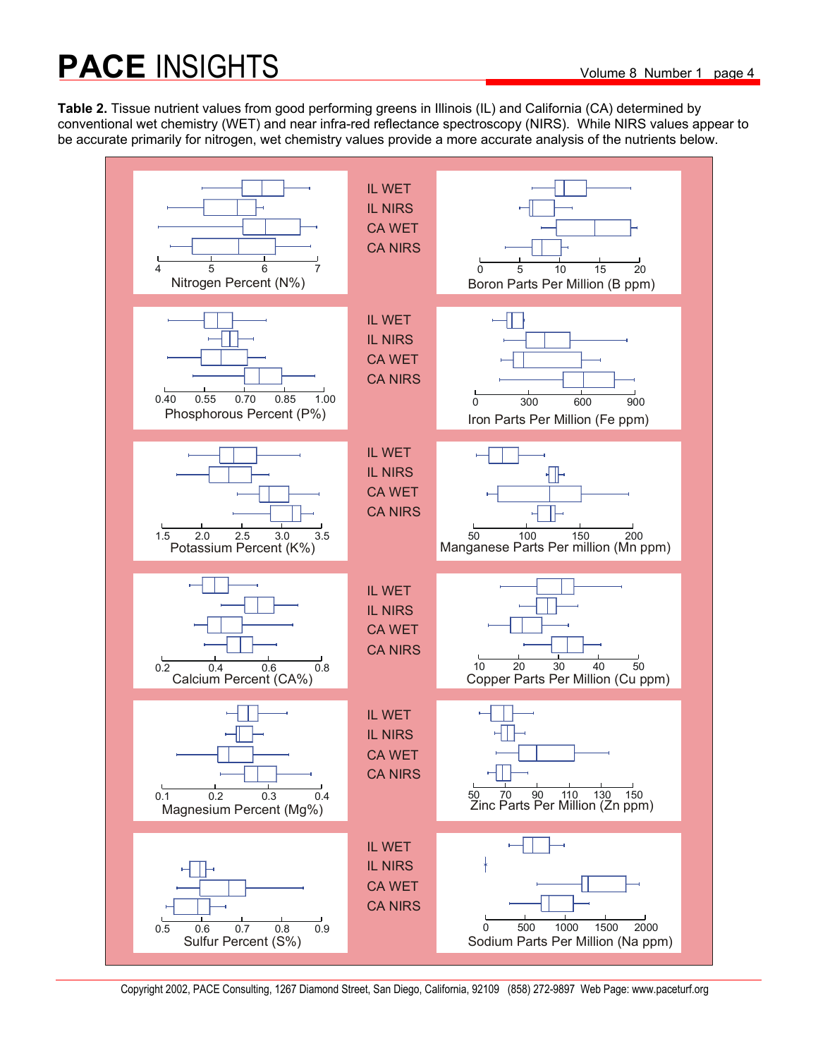**Table 2.** Tissue nutrient values from good performing greens in Illinois (IL) and California (CA) determined by conventional wet chemistry (WET) and near infra-red reflectance spectroscopy (NIRS). While NIRS values appear to be accurate primarily for nitrogen, wet chemistry values provide a more accurate analysis of the nutrients below.

IL WET
IL NIRS
CA WET
CA NIRS

4 5 6 7
Nitrogen Percent (N%)

0 5 10 15 20
Boron Parts Per Million (B ppm)

0.40 0.55 0.70 0.85 1.00
Phosphorous Percent (P%)

0 300 600 900
Iron Parts Per Million (Fe ppm)

1.5 2.0 2.5 3.0 3.5
Potassium Percent (K%)

50 100 150 200
Manganese Parts Per million (Mn ppm)

0.2 0.4 0.6 0.8
Calcium Percent (CA%)

10 20 30 40 50
Copper Parts Per Million (Cu ppm)

0.1 0.2 0.3 0.4
Magnesium Percent (Mg%)

50 70 90 110 130 150
Zinc Parts Per Million (Zn ppm)

0.5 0.6 0.7 0.8 0.9
Sulfur Percent (S%)

0 500 1000 1500 2000
Sodium Parts Per Million (Na ppm)

Copyright 2002, PACE Consulting, 1267 Diamond Street, San Diego, California, 92109 (858) 272-9897 Web Page: www.paceturf.org